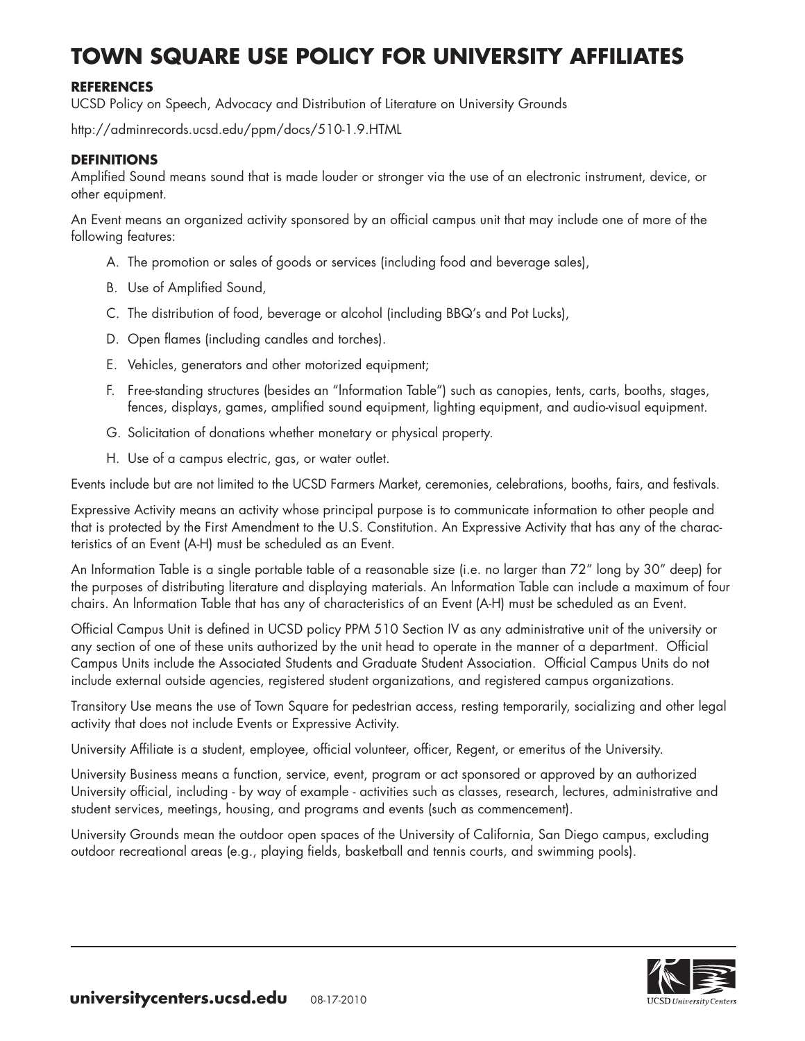# TOWN SQUARE USE POLICY FOR UNIVERSITY AFFILIATES

### REFERENCES

UCSD Policy on Speech, Advocacy and Distribution of Literature on University Grounds

http://adminrecords.ucsd.edu/ppm/docs/510-1.9.HTML

### DEFINITIONS

Amplified Sound means sound that is made louder or stronger via the use of an electronic instrument, device, or other equipment.

An Event means an organized activity sponsored by an official campus unit that may include one of more of the following features:

A. The promotion or sales of goods or services (including food and beverage sales),

B. Use of Amplified Sound,

C. The distribution of food, beverage or alcohol (including BBQ's and Pot Lucks),

D. Open flames (including candles and torches).

E. Vehicles, generators and other motorized equipment;

F. Free-standing structures (besides an "Information Table") such as canopies, tents, carts, booths, stages, fences, displays, games, amplified sound equipment, lighting equipment, and audio-visual equipment.

G. Solicitation of donations whether monetary or physical property.

H. Use of a campus electric, gas, or water outlet.

Events include but are not limited to the UCSD Farmers Market, ceremonies, celebrations, booths, fairs, and festivals.

Expressive Activity means an activity whose principal purpose is to communicate information to other people and that is protected by the First Amendment to the U.S. Constitution. An Expressive Activity that has any of the characteristics of an Event (A-H) must be scheduled as an Event.

An Information Table is a single portable table of a reasonable size (i.e. no larger than 72" long by 30" deep) for the purposes of distributing literature and displaying materials. An Information Table can include a maximum of four chairs. An Information Table that has any of characteristics of an Event (A-H) must be scheduled as an Event.

Official Campus Unit is defined in UCSD policy PPM 510 Section IV as any administrative unit of the university or any section of one of these units authorized by the unit head to operate in the manner of a department. Official Campus Units include the Associated Students and Graduate Student Association. Official Campus Units do not include external outside agencies, registered student organizations, and registered campus organizations.

Transitory Use means the use of Town Square for pedestrian access, resting temporarily, socializing and other legal activity that does not include Events or Expressive Activity.

University Affiliate is a student, employee, official volunteer, officer, Regent, or emeritus of the University.

University Business means a function, service, event, program or act sponsored or approved by an authorized University official, including - by way of example - activities such as classes, research, lectures, administrative and student services, meetings, housing, and programs and events (such as commencement).

University Grounds mean the outdoor open spaces of the University of California, San Diego campus, excluding outdoor recreational areas (e.g., playing fields, basketball and tennis courts, and swimming pools).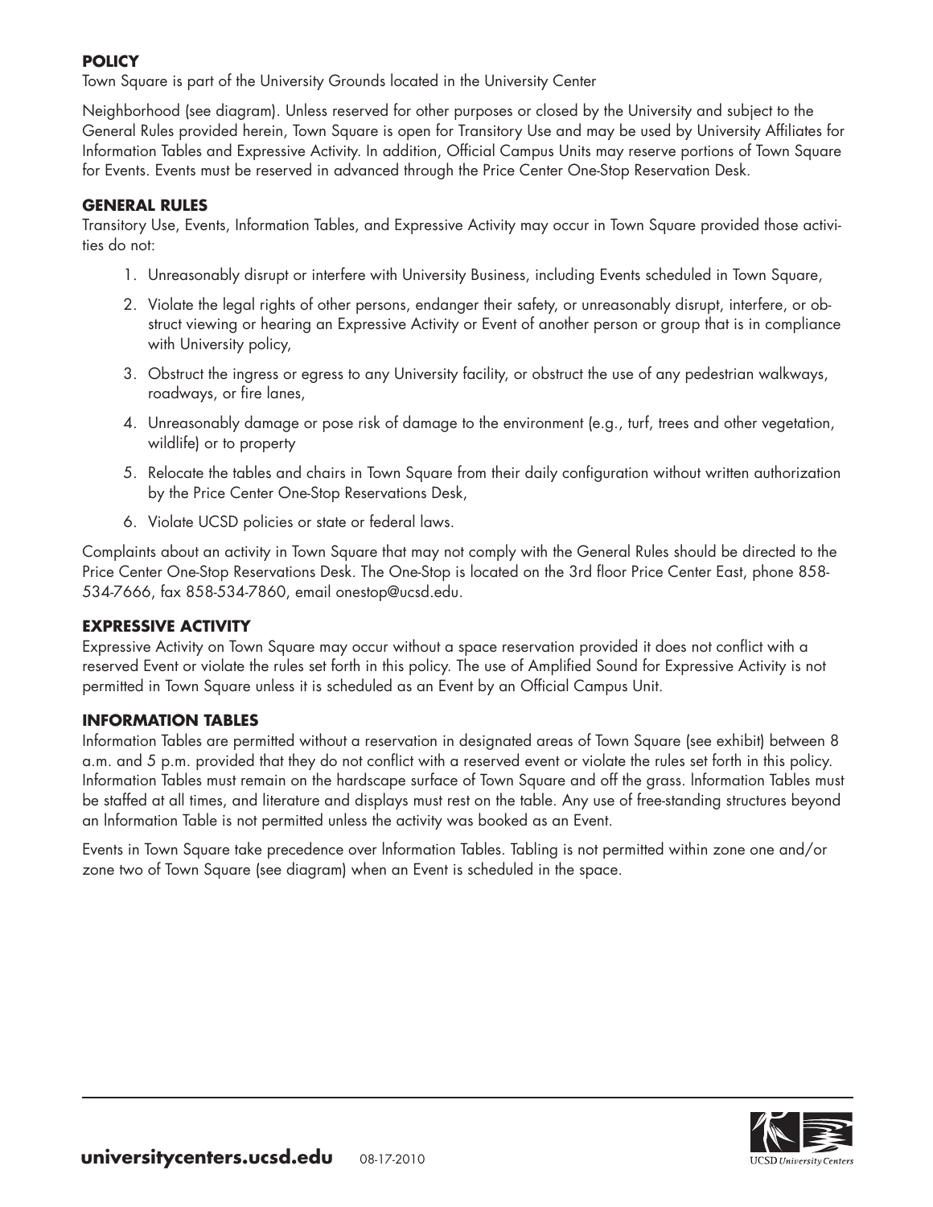## POLICY

Town Square is part of the University Grounds located in the University Center

Neighborhood (see diagram). Unless reserved for other purposes or closed by the University and subject to the General Rules provided herein, Town Square is open for Transitory Use and may be used by University Affiliates for Information Tables and Expressive Activity. In addition, Official Campus Units may reserve portions of Town Square for Events. Events must be reserved in advanced through the Price Center One-Stop Reservation Desk.

## GENERAL RULES

Transitory Use, Events, Information Tables, and Expressive Activity may occur in Town Square provided those activities do not:

1. Unreasonably disrupt or interfere with University Business, including Events scheduled in Town Square,
2. Violate the legal rights of other persons, endanger their safety, or unreasonably disrupt, interfere, or obstruct viewing or hearing an Expressive Activity or Event of another person or group that is in compliance with University policy,
3. Obstruct the ingress or egress to any University facility, or obstruct the use of any pedestrian walkways, roadways, or fire lanes,
4. Unreasonably damage or pose risk of damage to the environment (e.g., turf, trees and other vegetation, wildlife) or to property
5. Relocate the tables and chairs in Town Square from their daily configuration without written authorization by the Price Center One-Stop Reservations Desk,
6. Violate UCSD policies or state or federal laws.

Complaints about an activity in Town Square that may not comply with the General Rules should be directed to the Price Center One-Stop Reservations Desk. The One-Stop is located on the 3rd floor Price Center East, phone 858-534-7666, fax 858-534-7860, email onestop@ucsd.edu.

## EXPRESSIVE ACTIVITY

Expressive Activity on Town Square may occur without a space reservation provided it does not conflict with a reserved Event or violate the rules set forth in this policy. The use of Amplified Sound for Expressive Activity is not permitted in Town Square unless it is scheduled as an Event by an Official Campus Unit.

## INFORMATION TABLES

Information Tables are permitted without a reservation in designated areas of Town Square (see exhibit) between 8 a.m. and 5 p.m. provided that they do not conflict with a reserved event or violate the rules set forth in this policy. Information Tables must remain on the hardscape surface of Town Square and off the grass. Information Tables must be staffed at all times, and literature and displays must rest on the table. Any use of free-standing structures beyond an Information Table is not permitted unless the activity was booked as an Event.

Events in Town Square take precedence over Information Tables. Tabling is not permitted within zone one and/or zone two of Town Square (see diagram) when an Event is scheduled in the space.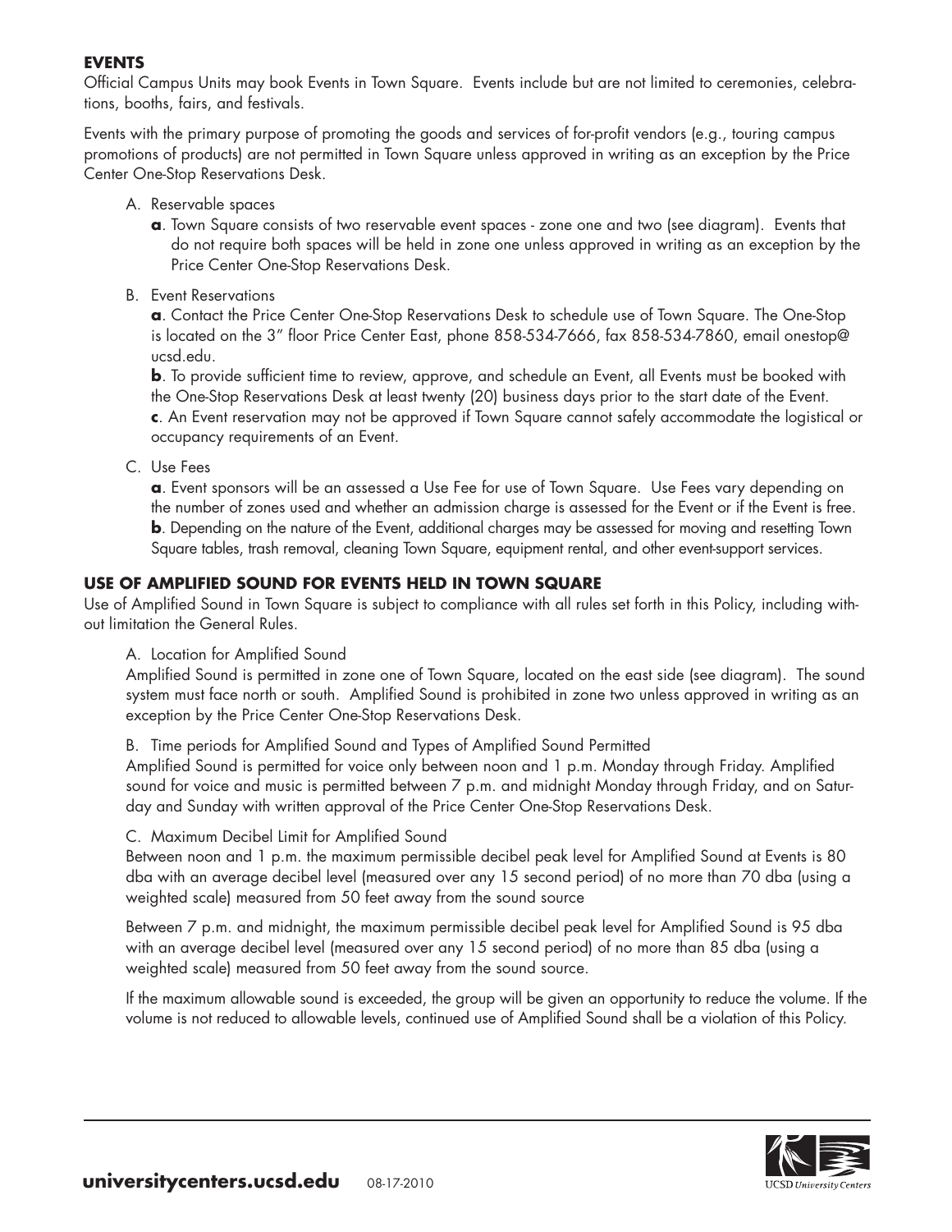## EVENTS

Official Campus Units may book Events in Town Square. Events include but are not limited to ceremonies, celebrations, booths, fairs, and festivals.

Events with the primary purpose of promoting the goods and services of for-profit vendors (e.g., touring campus promotions of products) are not permitted in Town Square unless approved in writing as an exception by the Price Center One-Stop Reservations Desk.

A. Reservable spaces

**a**. Town Square consists of two reservable event spaces - zone one and two (see diagram). Events that do not require both spaces will be held in zone one unless approved in writing as an exception by the Price Center One-Stop Reservations Desk.

B. Event Reservations

**a**. Contact the Price Center One-Stop Reservations Desk to schedule use of Town Square. The One-Stop is located on the 3" floor Price Center East, phone 858-534-7666, fax 858-534-7860, email onestop@ucsd.edu.

**b**. To provide sufficient time to review, approve, and schedule an Event, all Events must be booked with the One-Stop Reservations Desk at least twenty (20) business days prior to the start date of the Event.

**c**. An Event reservation may not be approved if Town Square cannot safely accommodate the logistical or occupancy requirements of an Event.

C. Use Fees

**a**. Event sponsors will be an assessed a Use Fee for use of Town Square. Use Fees vary depending on the number of zones used and whether an admission charge is assessed for the Event or if the Event is free.

**b**. Depending on the nature of the Event, additional charges may be assessed for moving and resetting Town Square tables, trash removal, cleaning Town Square, equipment rental, and other event-support services.

## USE OF AMPLIFIED SOUND FOR EVENTS HELD IN TOWN SQUARE

Use of Amplified Sound in Town Square is subject to compliance with all rules set forth in this Policy, including without limitation the General Rules.

A. Location for Amplified Sound

Amplified Sound is permitted in zone one of Town Square, located on the east side (see diagram). The sound system must face north or south. Amplified Sound is prohibited in zone two unless approved in writing as an exception by the Price Center One-Stop Reservations Desk.

B. Time periods for Amplified Sound and Types of Amplified Sound Permitted

Amplified Sound is permitted for voice only between noon and 1 p.m. Monday through Friday. Amplified sound for voice and music is permitted between 7 p.m. and midnight Monday through Friday, and on Saturday and Sunday with written approval of the Price Center One-Stop Reservations Desk.

C. Maximum Decibel Limit for Amplified Sound

Between noon and 1 p.m. the maximum permissible decibel peak level for Amplified Sound at Events is 80 dba with an average decibel level (measured over any 15 second period) of no more than 70 dba (using a weighted scale) measured from 50 feet away from the sound source

Between 7 p.m. and midnight, the maximum permissible decibel peak level for Amplified Sound is 95 dba with an average decibel level (measured over any 15 second period) of no more than 85 dba (using a weighted scale) measured from 50 feet away from the sound source.

If the maximum allowable sound is exceeded, the group will be given an opportunity to reduce the volume. If the volume is not reduced to allowable levels, continued use of Amplified Sound shall be a violation of this Policy.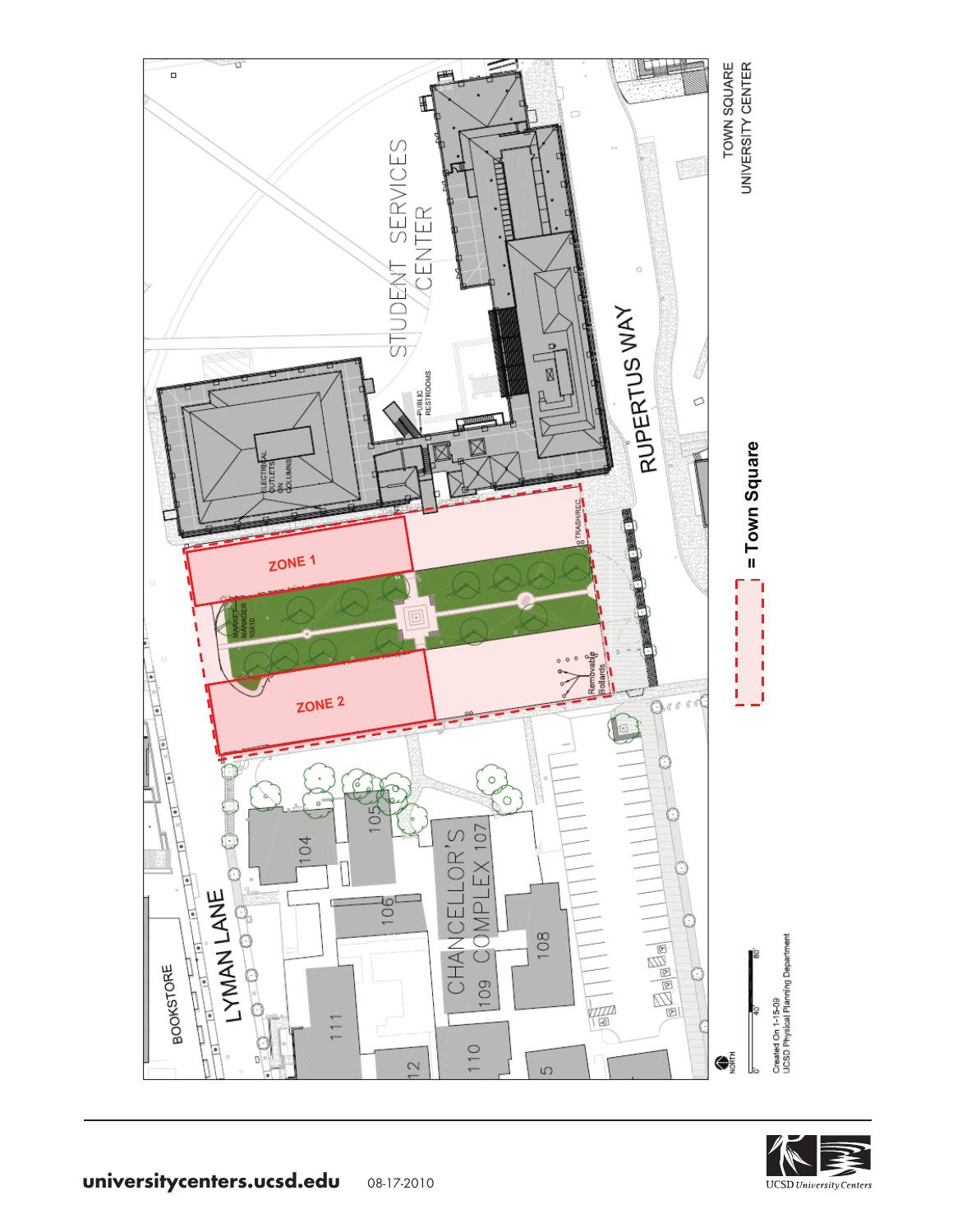TOWN SQUARE
UNIVERSITY CENTER

STUDENT SERVICES CENTER

PUBLIC RESTROOMS

ELECTRICAL OUTLETS ON COLUMNS

RUPERTUS WAY

ZONE 1

ZONE 2

MARKET MANAGER 10X10

TRASH/REC

Removable Bollards

= Town Square

LYMAN LANE

BOOKSTORE

CHANCELLOR'S COMPLEX 107

104

105

106

108

109

110

111

12

5

NORTH

0' 40' 80'

Created On 1-15-09
UCSD Physical Planning Department

universitycenters.ucsd.edu 08-17-2010

UCSD *University Centers*